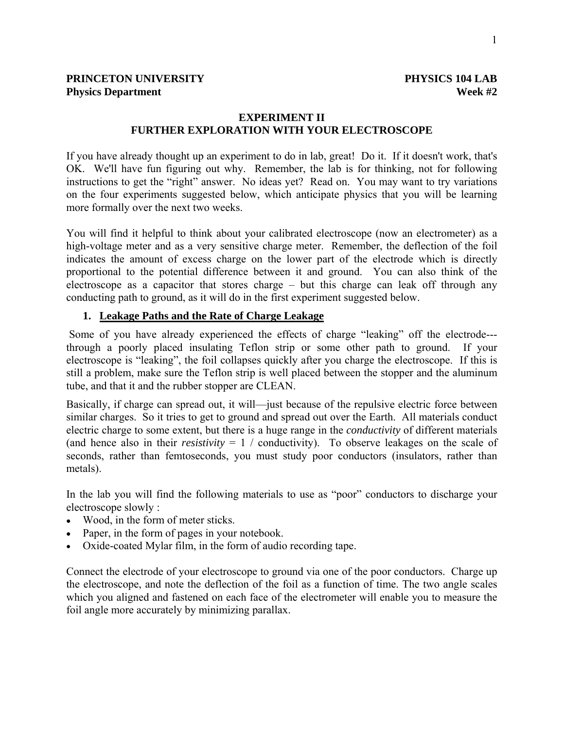**PRINCETON UNIVERSITY** **PHYSICS 104 LAB**
**Physics Department** **Week #2**

# EXPERIMENT II
# FURTHER EXPLORATION WITH YOUR ELECTROSCOPE

If you have already thought up an experiment to do in lab, great! Do it. If it doesn't work, that's OK. We'll have fun figuring out why. Remember, the lab is for thinking, not for following instructions to get the "right" answer. No ideas yet? Read on. You may want to try variations on the four experiments suggested below, which anticipate physics that you will be learning more formally over the next two weeks.

You will find it helpful to think about your calibrated electroscope (now an electrometer) as a high-voltage meter and as a very sensitive charge meter. Remember, the deflection of the foil indicates the amount of excess charge on the lower part of the electrode which is directly proportional to the potential difference between it and ground. You can also think of the electroscope as a capacitor that stores charge – but this charge can leak off through any conducting path to ground, as it will do in the first experiment suggested below.

## 1. Leakage Paths and the Rate of Charge Leakage

Some of you have already experienced the effects of charge "leaking" off the electrode---through a poorly placed insulating Teflon strip or some other path to ground. If your electroscope is "leaking", the foil collapses quickly after you charge the electroscope. If this is still a problem, make sure the Teflon strip is well placed between the stopper and the aluminum tube, and that it and the rubber stopper are CLEAN.

Basically, if charge can spread out, it will—just because of the repulsive electric force between similar charges. So it tries to get to ground and spread out over the Earth. All materials conduct electric charge to some extent, but there is a huge range in the *conductivity* of different materials (and hence also in their *resistivity* = 1 / conductivity). To observe leakages on the scale of seconds, rather than femtoseconds, you must study poor conductors (insulators, rather than metals).

In the lab you will find the following materials to use as "poor" conductors to discharge your electroscope slowly :

- Wood, in the form of meter sticks.
- Paper, in the form of pages in your notebook.
- Oxide-coated Mylar film, in the form of audio recording tape.

Connect the electrode of your electroscope to ground via one of the poor conductors. Charge up the electroscope, and note the deflection of the foil as a function of time. The two angle scales which you aligned and fastened on each face of the electrometer will enable you to measure the foil angle more accurately by minimizing parallax.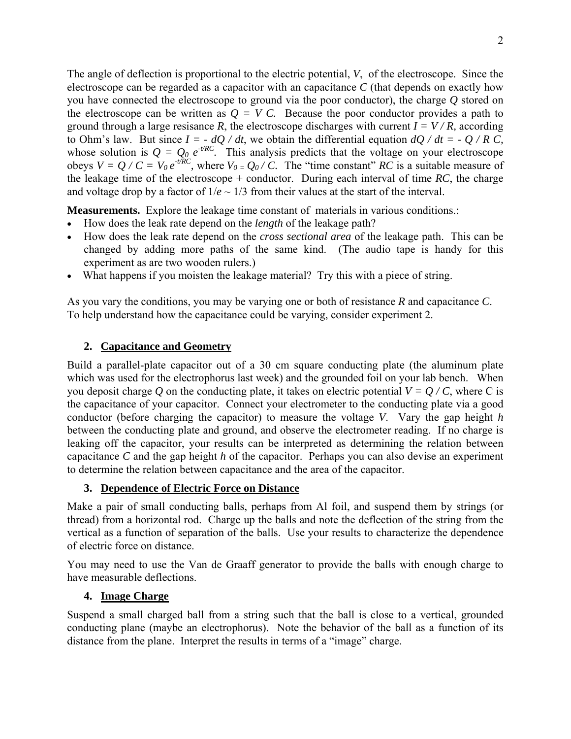The angle of deflection is proportional to the electric potential, $V$, of the electroscope. Since the electroscope can be regarded as a capacitor with an capacitance $C$ (that depends on exactly how you have connected the electroscope to ground via the poor conductor), the charge $Q$ stored on the electroscope can be written as $Q = V C$. Because the poor conductor provides a path to ground through a large resisance $R$, the electroscope discharges with current $I = V / R$, according to Ohm's law. But since $I = - dQ / dt$, we obtain the differential equation $dQ / dt = - Q / R C$, whose solution is $Q = Q_0 e^{-t/RC}$. This analysis predicts that the voltage on your electroscope obeys $V = Q / C = V_0 e^{-t/RC}$, where $V_0 = Q_0 / C$. The "time constant" $RC$ is a suitable measure of the leakage time of the electroscope + conductor. During each interval of time $RC$, the charge and voltage drop by a factor of $1/e \sim 1/3$ from their values at the start of the interval.

**Measurements.** Explore the leakage time constant of materials in various conditions.:

- How does the leak rate depend on the *length* of the leakage path?
- How does the leak rate depend on the *cross sectional area* of the leakage path. This can be changed by adding more paths of the same kind. (The audio tape is handy for this experiment as are two wooden rulers.)
- What happens if you moisten the leakage material? Try this with a piece of string.

As you vary the conditions, you may be varying one or both of resistance $R$ and capacitance $C$. To help understand how the capacitance could be varying, consider experiment 2.

## 2. Capacitance and Geometry

Build a parallel-plate capacitor out of a 30 cm square conducting plate (the aluminum plate which was used for the electrophorus last week) and the grounded foil on your lab bench. When you deposit charge $Q$ on the conducting plate, it takes on electric potential $V = Q / C$, where C is the capacitance of your capacitor. Connect your electrometer to the conducting plate via a good conductor (before charging the capacitor) to measure the voltage $V$. Vary the gap height $h$ between the conducting plate and ground, and observe the electrometer reading. If no charge is leaking off the capacitor, your results can be interpreted as determining the relation between capacitance $C$ and the gap height $h$ of the capacitor. Perhaps you can also devise an experiment to determine the relation between capacitance and the area of the capacitor.

## 3. Dependence of Electric Force on Distance

Make a pair of small conducting balls, perhaps from Al foil, and suspend them by strings (or thread) from a horizontal rod. Charge up the balls and note the deflection of the string from the vertical as a function of separation of the balls. Use your results to characterize the dependence of electric force on distance.

You may need to use the Van de Graaff generator to provide the balls with enough charge to have measurable deflections.

## 4. Image Charge

Suspend a small charged ball from a string such that the ball is close to a vertical, grounded conducting plane (maybe an electrophorus). Note the behavior of the ball as a function of its distance from the plane. Interpret the results in terms of a "image" charge.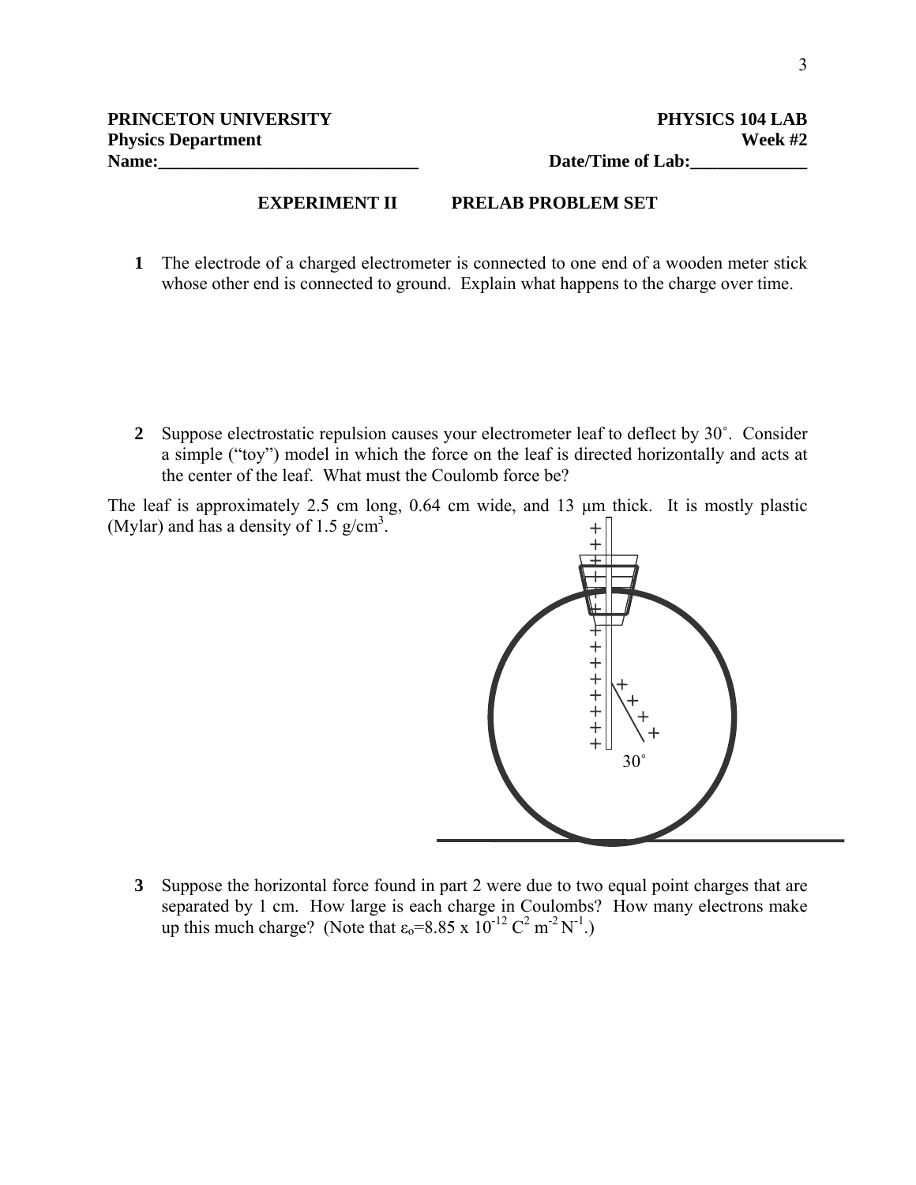**PRINCETON UNIVERSITY** **PHYSICS 104 LAB**
**Physics Department** **Week #2**
**Name:______________________________** **Date/Time of Lab:_____________**

**EXPERIMENT II PRELAB PROBLEM SET**

**1** The electrode of a charged electrometer is connected to one end of a wooden meter stick whose other end is connected to ground. Explain what happens to the charge over time.

**2** Suppose electrostatic repulsion causes your electrometer leaf to deflect by 30˚. Consider a simple ("toy") model in which the force on the leaf is directed horizontally and acts at the center of the leaf. What must the Coulomb force be?

The leaf is approximately 2.5 cm long, 0.64 cm wide, and 13 μm thick. It is mostly plastic (Mylar) and has a density of 1.5 g/cm$^3$.

30˚

**3** Suppose the horizontal force found in part 2 were due to two equal point charges that are separated by 1 cm. How large is each charge in Coulombs? How many electrons make up this much charge? (Note that $\varepsilon_o$=8.85 x 10$^{-12}$ C$^2$ m$^{-2}$ N$^{-1}$.)